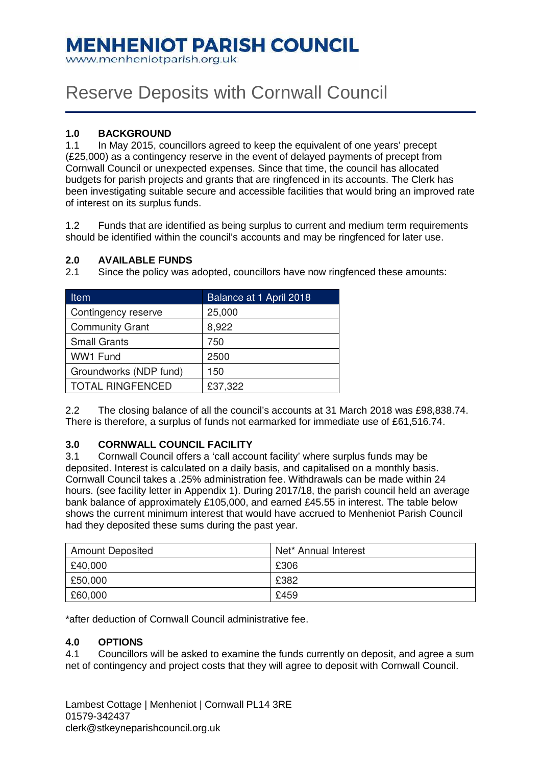# MENHENIOT PARISH COUNCIL

www.menheniotparish.org.uk

# Reserve Deposits with Cornwall Council

## 1.0 BACKGROUND

1.1 In May 2015, councillors agreed to keep the equivalent of one years' precept (£25,000) as a contingency reserve in the event of delayed payments of precept from Cornwall Council or unexpected expenses. Since that time, the council has allocated budgets for parish projects and grants that are ringfenced in its accounts. The Clerk has been investigating suitable secure and accessible facilities that would bring an improved rate of interest on its surplus funds.

1.2 Funds that are identified as being surplus to current and medium term requirements should be identified within the council's accounts and may be ringfenced for later use.

## 2.0 AVAILABLE FUNDS

2.1 Since the policy was adopted, councillors have now ringfenced these amounts:

| Item | Balance at 1 April 2018 |
|---|---|
| Contingency reserve | 25,000 |
| Community Grant | 8,922 |
| Small Grants | 750 |
| WW1 Fund | 2500 |
| Groundworks (NDP fund) | 150 |
| TOTAL RINGFENCED | £37,322 |

2.2 The closing balance of all the council's accounts at 31 March 2018 was £98,838.74. There is therefore, a surplus of funds not earmarked for immediate use of £61,516.74.

## 3.0 CORNWALL COUNCIL FACILITY

3.1 Cornwall Council offers a 'call account facility' where surplus funds may be deposited. Interest is calculated on a daily basis, and capitalised on a monthly basis. Cornwall Council takes a .25% administration fee. Withdrawals can be made within 24 hours. (see facility letter in Appendix 1). During 2017/18, the parish council held an average bank balance of approximately £105,000, and earned £45.55 in interest. The table below shows the current minimum interest that would have accrued to Menheniot Parish Council had they deposited these sums during the past year.

| Amount Deposited | Net* Annual Interest |
|---|---|
| £40,000 | £306 |
| £50,000 | £382 |
| £60,000 | £459 |

*after deduction of Cornwall Council administrative fee.

## 4.0 OPTIONS

4.1 Councillors will be asked to examine the funds currently on deposit, and agree a sum net of contingency and project costs that they will agree to deposit with Cornwall Council.

Lambest Cottage | Menheniot | Cornwall PL14 3RE
01579-342437
clerk@stkeyneparishcouncil.org.uk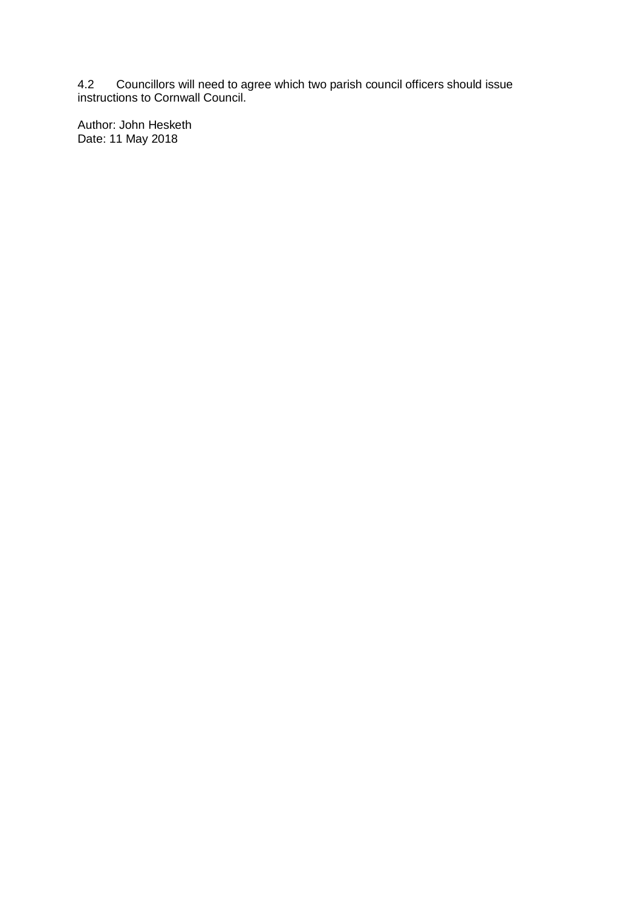4.2 Councillors will need to agree which two parish council officers should issue instructions to Cornwall Council.

Author: John Hesketh
Date: 11 May 2018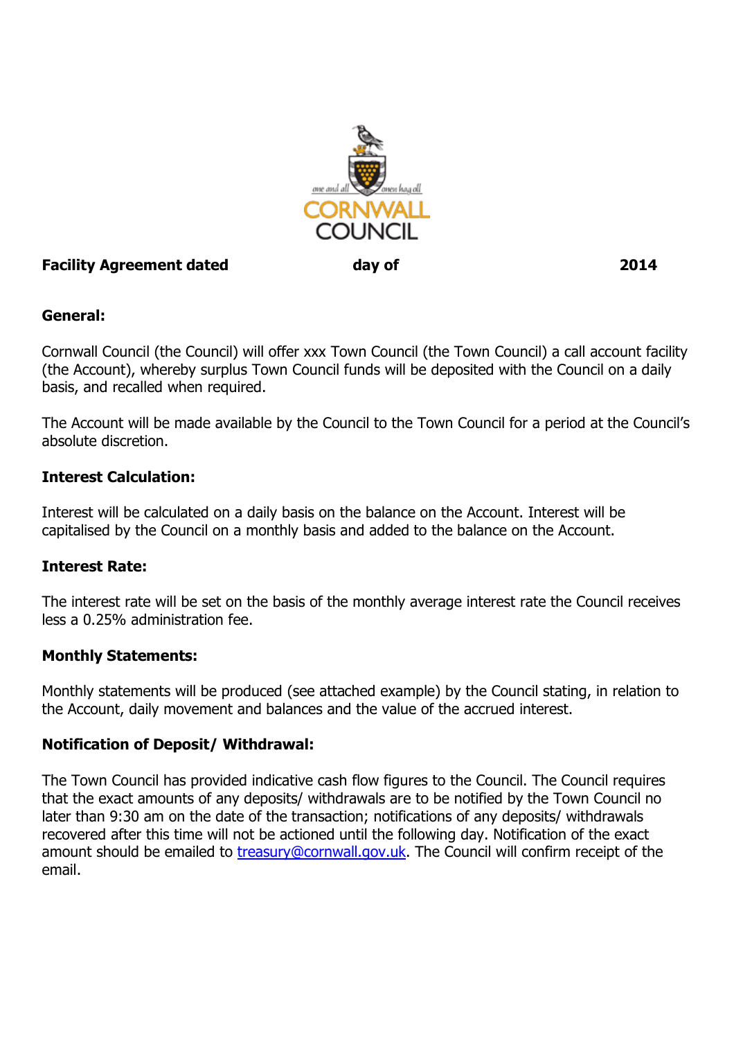**Facility Agreement dated day of 2014**

**General:**

Cornwall Council (the Council) will offer xxx Town Council (the Town Council) a call account facility (the Account), whereby surplus Town Council funds will be deposited with the Council on a daily basis, and recalled when required.

The Account will be made available by the Council to the Town Council for a period at the Council's absolute discretion.

**Interest Calculation:**

Interest will be calculated on a daily basis on the balance on the Account. Interest will be capitalised by the Council on a monthly basis and added to the balance on the Account.

**Interest Rate:**

The interest rate will be set on the basis of the monthly average interest rate the Council receives less a 0.25% administration fee.

**Monthly Statements:**

Monthly statements will be produced (see attached example) by the Council stating, in relation to the Account, daily movement and balances and the value of the accrued interest.

**Notification of Deposit/ Withdrawal:**

The Town Council has provided indicative cash flow figures to the Council. The Council requires that the exact amounts of any deposits/ withdrawals are to be notified by the Town Council no later than 9:30 am on the date of the transaction; notifications of any deposits/ withdrawals recovered after this time will not be actioned until the following day. Notification of the exact amount should be emailed to [treasury@cornwall.gov.uk](mailto:treasury@cornwall.gov.uk). The Council will confirm receipt of the email.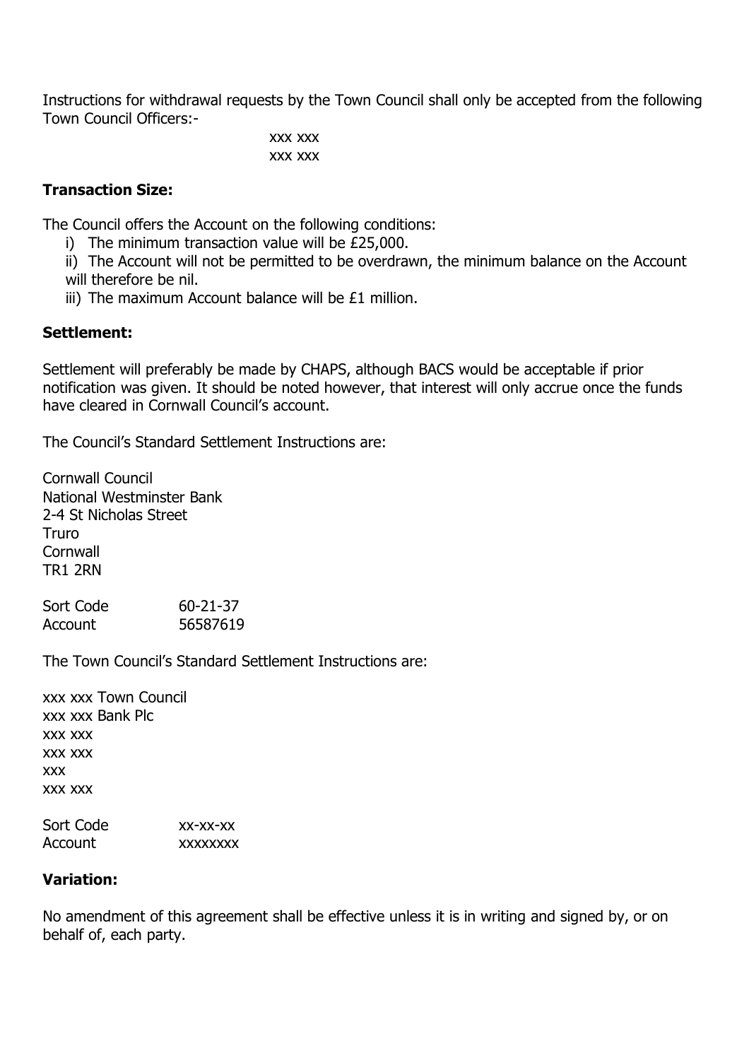Instructions for withdrawal requests by the Town Council shall only be accepted from the following Town Council Officers:-

xxx xxx
xxx xxx

**Transaction Size:**

The Council offers the Account on the following conditions:

i) The minimum transaction value will be £25,000.
ii) The Account will not be permitted to be overdrawn, the minimum balance on the Account will therefore be nil.
iii) The maximum Account balance will be £1 million.

**Settlement:**

Settlement will preferably be made by CHAPS, although BACS would be acceptable if prior notification was given. It should be noted however, that interest will only accrue once the funds have cleared in Cornwall Council's account.

The Council's Standard Settlement Instructions are:

Cornwall Council
National Westminster Bank
2-4 St Nicholas Street
Truro
Cornwall
TR1 2RN

Sort Code 60-21-37
Account 56587619

The Town Council's Standard Settlement Instructions are:

xxx xxx Town Council
xxx xxx Bank Plc
xxx xxx
xxx xxx
xxx
xxx xxx

Sort Code xx-xx-xx
Account xxxxxxxx

**Variation:**

No amendment of this agreement shall be effective unless it is in writing and signed by, or on behalf of, each party.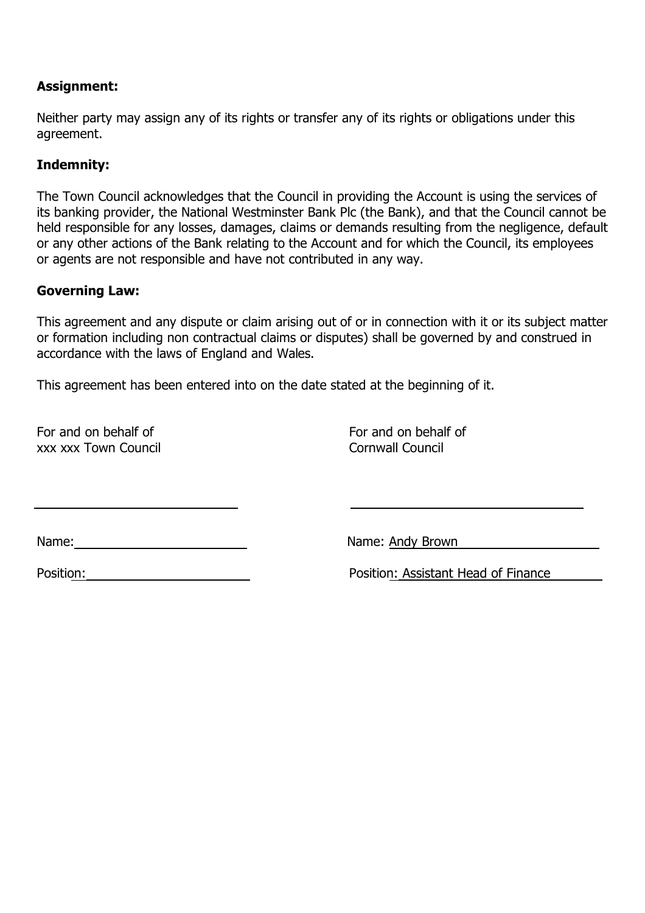**Assignment:**

Neither party may assign any of its rights or transfer any of its rights or obligations under this agreement.

**Indemnity:**

The Town Council acknowledges that the Council in providing the Account is using the services of its banking provider, the National Westminster Bank Plc (the Bank), and that the Council cannot be held responsible for any losses, damages, claims or demands resulting from the negligence, default or any other actions of the Bank relating to the Account and for which the Council, its employees or agents are not responsible and have not contributed in any way.

**Governing Law:**

This agreement and any dispute or claim arising out of or in connection with it or its subject matter or formation including non contractual claims or disputes) shall be governed by and construed in accordance with the laws of England and Wales.

This agreement has been entered into on the date stated at the beginning of it.

For and on behalf of
xxx xxx Town Council

\_\_\_\_\_\_\_\_\_\_\_\_\_\_\_\_\_\_\_\_\_\_\_\_\_\_\_\_

Name: \_\_\_\_\_\_\_\_\_\_\_\_\_\_\_\_\_\_\_\_\_\_\_\_

Position: \_\_\_\_\_\_\_\_\_\_\_\_\_\_\_\_\_\_\_\_\_\_\_\_

For and on behalf of
Cornwall Council

\_\_\_\_\_\_\_\_\_\_\_\_\_\_\_\_\_\_\_\_\_\_\_\_\_\_\_\_

Name: Andy Brown

Position: Assistant Head of Finance